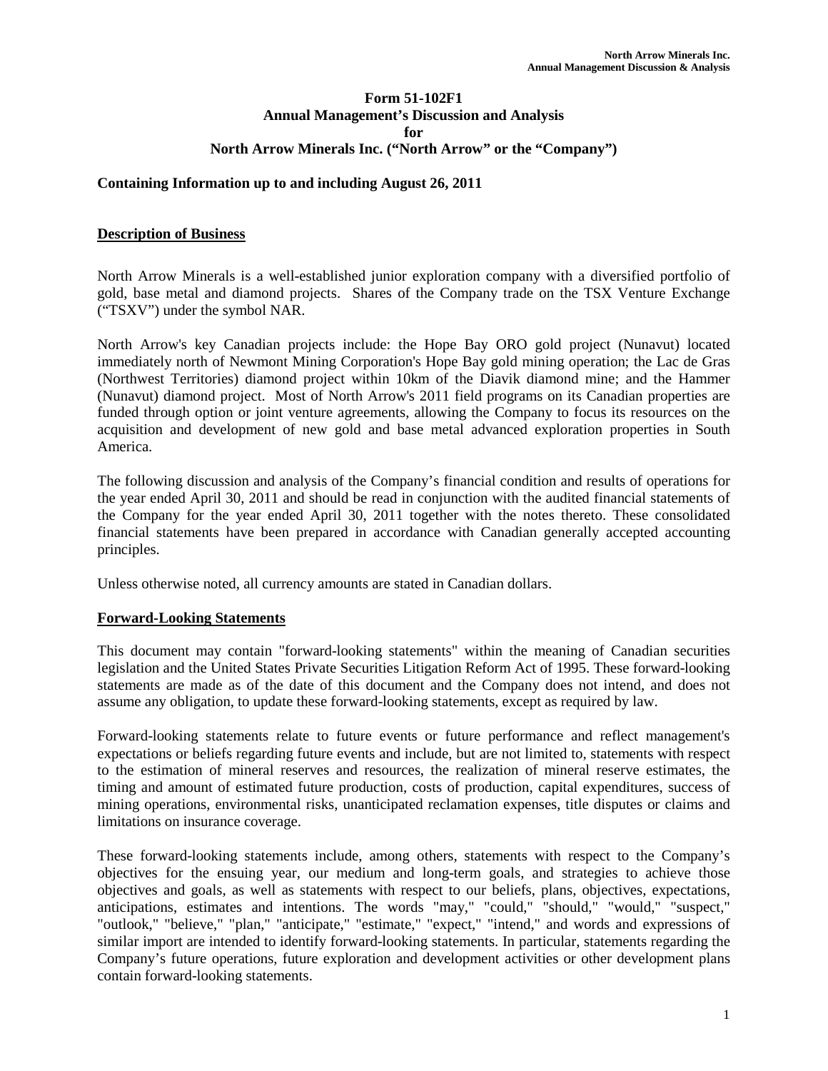# Form 51-102F1
# Annual Management's Discussion and Analysis
# for
# North Arrow Minerals Inc. ("North Arrow" or the "Company")

**Containing Information up to and including August 26, 2011**

## Description of Business

North Arrow Minerals is a well-established junior exploration company with a diversified portfolio of gold, base metal and diamond projects. Shares of the Company trade on the TSX Venture Exchange ("TSXV") under the symbol NAR.

North Arrow's key Canadian projects include: the Hope Bay ORO gold project (Nunavut) located immediately north of Newmont Mining Corporation's Hope Bay gold mining operation; the Lac de Gras (Northwest Territories) diamond project within 10km of the Diavik diamond mine; and the Hammer (Nunavut) diamond project. Most of North Arrow's 2011 field programs on its Canadian properties are funded through option or joint venture agreements, allowing the Company to focus its resources on the acquisition and development of new gold and base metal advanced exploration properties in South America.

The following discussion and analysis of the Company's financial condition and results of operations for the year ended April 30, 2011 and should be read in conjunction with the audited financial statements of the Company for the year ended April 30, 2011 together with the notes thereto. These consolidated financial statements have been prepared in accordance with Canadian generally accepted accounting principles.

Unless otherwise noted, all currency amounts are stated in Canadian dollars.

## Forward-Looking Statements

This document may contain "forward-looking statements" within the meaning of Canadian securities legislation and the United States Private Securities Litigation Reform Act of 1995. These forward-looking statements are made as of the date of this document and the Company does not intend, and does not assume any obligation, to update these forward-looking statements, except as required by law.

Forward-looking statements relate to future events or future performance and reflect management's expectations or beliefs regarding future events and include, but are not limited to, statements with respect to the estimation of mineral reserves and resources, the realization of mineral reserve estimates, the timing and amount of estimated future production, costs of production, capital expenditures, success of mining operations, environmental risks, unanticipated reclamation expenses, title disputes or claims and limitations on insurance coverage.

These forward-looking statements include, among others, statements with respect to the Company's objectives for the ensuing year, our medium and long-term goals, and strategies to achieve those objectives and goals, as well as statements with respect to our beliefs, plans, objectives, expectations, anticipations, estimates and intentions. The words "may," "could," "should," "would," "suspect," "outlook," "believe," "plan," "anticipate," "estimate," "expect," "intend," and words and expressions of similar import are intended to identify forward-looking statements. In particular, statements regarding the Company's future operations, future exploration and development activities or other development plans contain forward-looking statements.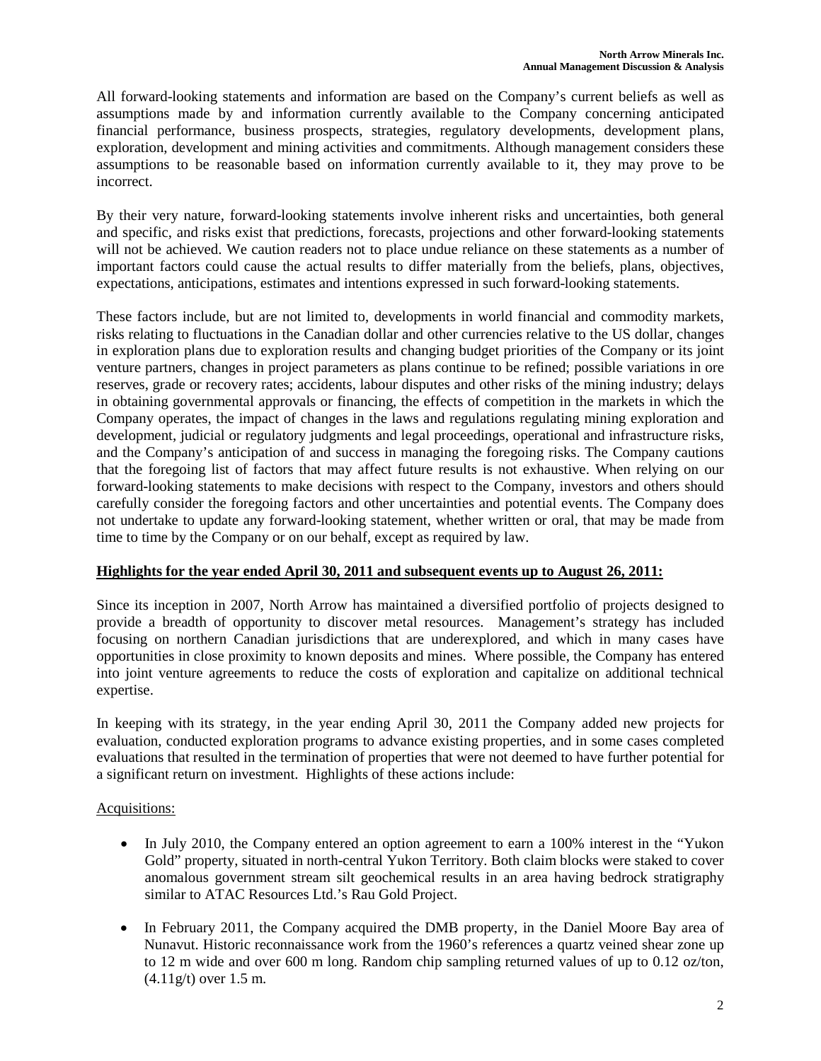All forward-looking statements and information are based on the Company's current beliefs as well as assumptions made by and information currently available to the Company concerning anticipated financial performance, business prospects, strategies, regulatory developments, development plans, exploration, development and mining activities and commitments. Although management considers these assumptions to be reasonable based on information currently available to it, they may prove to be incorrect.

By their very nature, forward-looking statements involve inherent risks and uncertainties, both general and specific, and risks exist that predictions, forecasts, projections and other forward-looking statements will not be achieved. We caution readers not to place undue reliance on these statements as a number of important factors could cause the actual results to differ materially from the beliefs, plans, objectives, expectations, anticipations, estimates and intentions expressed in such forward-looking statements.

These factors include, but are not limited to, developments in world financial and commodity markets, risks relating to fluctuations in the Canadian dollar and other currencies relative to the US dollar, changes in exploration plans due to exploration results and changing budget priorities of the Company or its joint venture partners, changes in project parameters as plans continue to be refined; possible variations in ore reserves, grade or recovery rates; accidents, labour disputes and other risks of the mining industry; delays in obtaining governmental approvals or financing, the effects of competition in the markets in which the Company operates, the impact of changes in the laws and regulations regulating mining exploration and development, judicial or regulatory judgments and legal proceedings, operational and infrastructure risks, and the Company's anticipation of and success in managing the foregoing risks. The Company cautions that the foregoing list of factors that may affect future results is not exhaustive. When relying on our forward-looking statements to make decisions with respect to the Company, investors and others should carefully consider the foregoing factors and other uncertainties and potential events. The Company does not undertake to update any forward-looking statement, whether written or oral, that may be made from time to time by the Company or on our behalf, except as required by law.

## Highlights for the year ended April 30, 2011 and subsequent events up to August 26, 2011:

Since its inception in 2007, North Arrow has maintained a diversified portfolio of projects designed to provide a breadth of opportunity to discover metal resources. Management's strategy has included focusing on northern Canadian jurisdictions that are underexplored, and which in many cases have opportunities in close proximity to known deposits and mines. Where possible, the Company has entered into joint venture agreements to reduce the costs of exploration and capitalize on additional technical expertise.

In keeping with its strategy, in the year ending April 30, 2011 the Company added new projects for evaluation, conducted exploration programs to advance existing properties, and in some cases completed evaluations that resulted in the termination of properties that were not deemed to have further potential for a significant return on investment. Highlights of these actions include:

Acquisitions:

- In July 2010, the Company entered an option agreement to earn a 100% interest in the "Yukon Gold" property, situated in north-central Yukon Territory. Both claim blocks were staked to cover anomalous government stream silt geochemical results in an area having bedrock stratigraphy similar to ATAC Resources Ltd.'s Rau Gold Project.
- In February 2011, the Company acquired the DMB property, in the Daniel Moore Bay area of Nunavut. Historic reconnaissance work from the 1960's references a quartz veined shear zone up to 12 m wide and over 600 m long. Random chip sampling returned values of up to 0.12 oz/ton, (4.11g/t) over 1.5 m.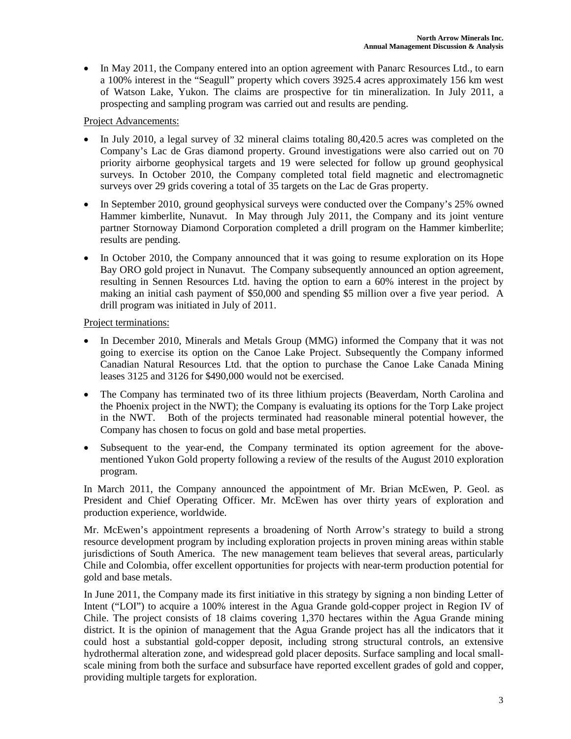- In May 2011, the Company entered into an option agreement with Panarc Resources Ltd., to earn a 100% interest in the "Seagull" property which covers 3925.4 acres approximately 156 km west of Watson Lake, Yukon. The claims are prospective for tin mineralization. In July 2011, a prospecting and sampling program was carried out and results are pending.

Project Advancements:

- In July 2010, a legal survey of 32 mineral claims totaling 80,420.5 acres was completed on the Company's Lac de Gras diamond property. Ground investigations were also carried out on 70 priority airborne geophysical targets and 19 were selected for follow up ground geophysical surveys. In October 2010, the Company completed total field magnetic and electromagnetic surveys over 29 grids covering a total of 35 targets on the Lac de Gras property.
- In September 2010, ground geophysical surveys were conducted over the Company's 25% owned Hammer kimberlite, Nunavut. In May through July 2011, the Company and its joint venture partner Stornoway Diamond Corporation completed a drill program on the Hammer kimberlite; results are pending.
- In October 2010, the Company announced that it was going to resume exploration on its Hope Bay ORO gold project in Nunavut. The Company subsequently announced an option agreement, resulting in Sennen Resources Ltd. having the option to earn a 60% interest in the project by making an initial cash payment of $50,000 and spending $5 million over a five year period. A drill program was initiated in July of 2011.

Project terminations:

- In December 2010, Minerals and Metals Group (MMG) informed the Company that it was not going to exercise its option on the Canoe Lake Project. Subsequently the Company informed Canadian Natural Resources Ltd. that the option to purchase the Canoe Lake Canada Mining leases 3125 and 3126 for $490,000 would not be exercised.
- The Company has terminated two of its three lithium projects (Beaverdam, North Carolina and the Phoenix project in the NWT); the Company is evaluating its options for the Torp Lake project in the NWT. Both of the projects terminated had reasonable mineral potential however, the Company has chosen to focus on gold and base metal properties.
- Subsequent to the year-end, the Company terminated its option agreement for the above-mentioned Yukon Gold property following a review of the results of the August 2010 exploration program.

In March 2011, the Company announced the appointment of Mr. Brian McEwen, P. Geol. as President and Chief Operating Officer. Mr. McEwen has over thirty years of exploration and production experience, worldwide.

Mr. McEwen's appointment represents a broadening of North Arrow's strategy to build a strong resource development program by including exploration projects in proven mining areas within stable jurisdictions of South America. The new management team believes that several areas, particularly Chile and Colombia, offer excellent opportunities for projects with near-term production potential for gold and base metals.

In June 2011, the Company made its first initiative in this strategy by signing a non binding Letter of Intent ("LOI") to acquire a 100% interest in the Agua Grande gold-copper project in Region IV of Chile. The project consists of 18 claims covering 1,370 hectares within the Agua Grande mining district. It is the opinion of management that the Agua Grande project has all the indicators that it could host a substantial gold-copper deposit, including strong structural controls, an extensive hydrothermal alteration zone, and widespread gold placer deposits. Surface sampling and local small-scale mining from both the surface and subsurface have reported excellent grades of gold and copper, providing multiple targets for exploration.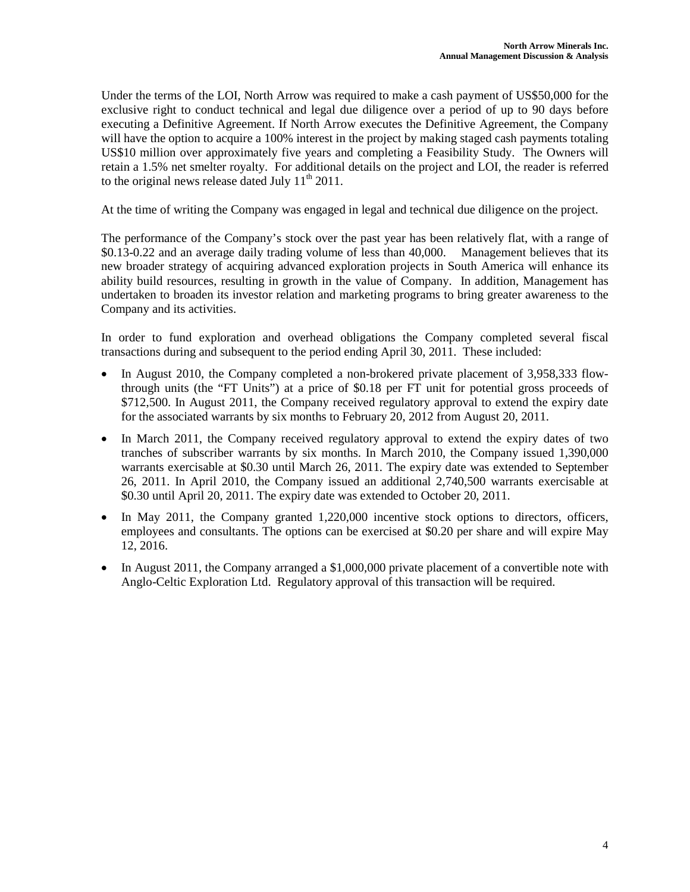Under the terms of the LOI, North Arrow was required to make a cash payment of US$50,000 for the exclusive right to conduct technical and legal due diligence over a period of up to 90 days before executing a Definitive Agreement. If North Arrow executes the Definitive Agreement, the Company will have the option to acquire a 100% interest in the project by making staged cash payments totaling US$10 million over approximately five years and completing a Feasibility Study. The Owners will retain a 1.5% net smelter royalty. For additional details on the project and LOI, the reader is referred to the original news release dated July 11th 2011.

At the time of writing the Company was engaged in legal and technical due diligence on the project.

The performance of the Company's stock over the past year has been relatively flat, with a range of $0.13-0.22 and an average daily trading volume of less than 40,000. Management believes that its new broader strategy of acquiring advanced exploration projects in South America will enhance its ability build resources, resulting in growth in the value of Company. In addition, Management has undertaken to broaden its investor relation and marketing programs to bring greater awareness to the Company and its activities.

In order to fund exploration and overhead obligations the Company completed several fiscal transactions during and subsequent to the period ending April 30, 2011. These included:

- In August 2010, the Company completed a non-brokered private placement of 3,958,333 flow-through units (the "FT Units") at a price of $0.18 per FT unit for potential gross proceeds of $712,500. In August 2011, the Company received regulatory approval to extend the expiry date for the associated warrants by six months to February 20, 2012 from August 20, 2011.
- In March 2011, the Company received regulatory approval to extend the expiry dates of two tranches of subscriber warrants by six months. In March 2010, the Company issued 1,390,000 warrants exercisable at $0.30 until March 26, 2011. The expiry date was extended to September 26, 2011. In April 2010, the Company issued an additional 2,740,500 warrants exercisable at $0.30 until April 20, 2011. The expiry date was extended to October 20, 2011.
- In May 2011, the Company granted 1,220,000 incentive stock options to directors, officers, employees and consultants. The options can be exercised at $0.20 per share and will expire May 12, 2016.
- In August 2011, the Company arranged a $1,000,000 private placement of a convertible note with Anglo-Celtic Exploration Ltd. Regulatory approval of this transaction will be required.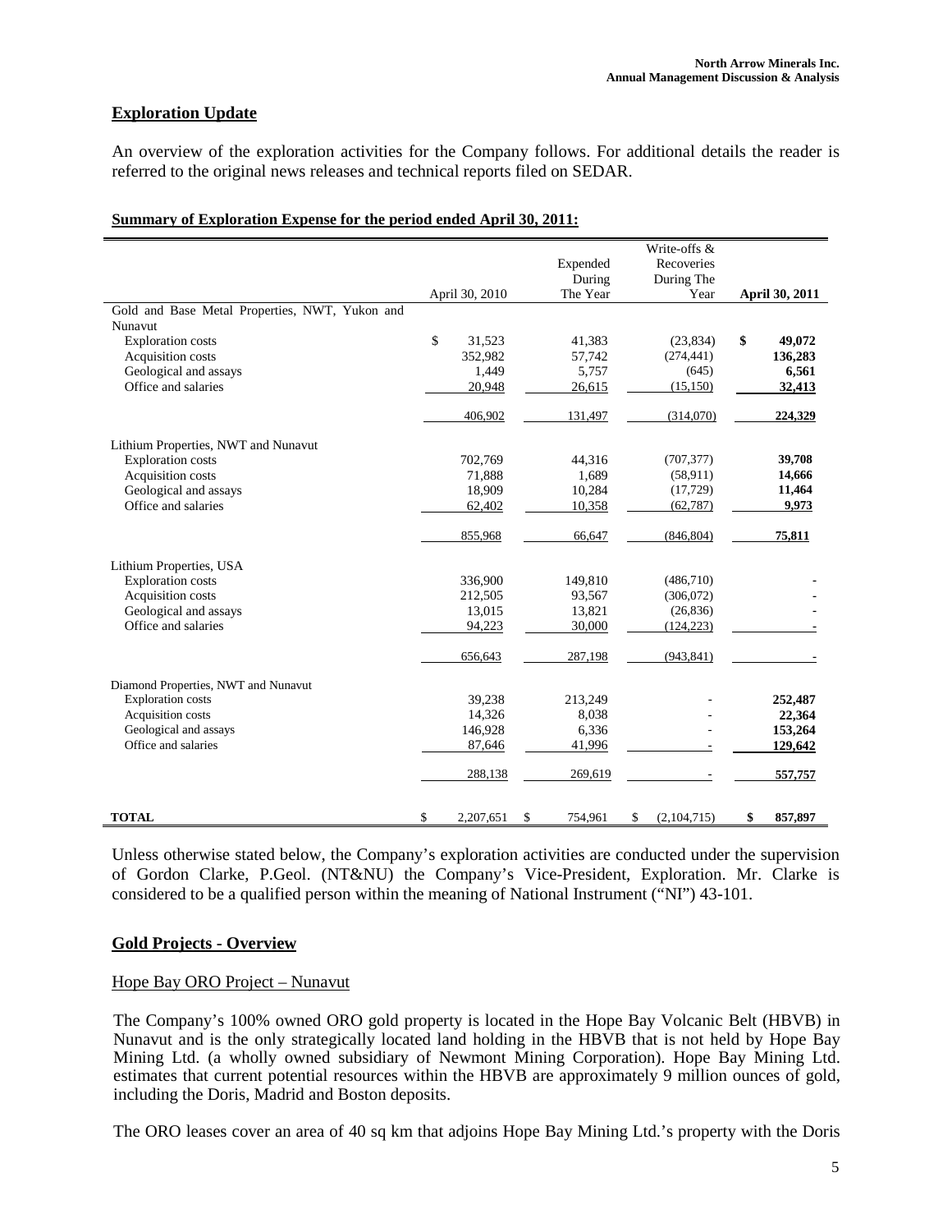## Exploration Update

An overview of the exploration activities for the Company follows. For additional details the reader is referred to the original news releases and technical reports filed on SEDAR.

**Summary of Exploration Expense for the period ended April 30, 2011:**

| | April 30, 2010 | Expended During The Year | Write-offs & Recoveries During The Year | April 30, 2011 |
|---|---|---|---|---|
| Gold and Base Metal Properties, NWT, Yukon and Nunavut | | | | |
| Exploration costs | $ 31,523 | 41,383 | (23,834) | **$ 49,072** |
| Acquisition costs | 352,982 | 57,742 | (274,441) | **136,283** |
| Geological and assays | 1,449 | 5,757 | (645) | **6,561** |
| Office and salaries | 20,948 | 26,615 | (15,150) | **32,413** |
| | 406,902 | 131,497 | (314,070) | **224,329** |
| Lithium Properties, NWT and Nunavut | | | | |
| Exploration costs | 702,769 | 44,316 | (707,377) | **39,708** |
| Acquisition costs | 71,888 | 1,689 | (58,911) | **14,666** |
| Geological and assays | 18,909 | 10,284 | (17,729) | **11,464** |
| Office and salaries | 62,402 | 10,358 | (62,787) | **9,973** |
| | 855,968 | 66,647 | (846,804) | **75,811** |
| Lithium Properties, USA | | | | |
| Exploration costs | 336,900 | 149,810 | (486,710) | - |
| Acquisition costs | 212,505 | 93,567 | (306,072) | - |
| Geological and assays | 13,015 | 13,821 | (26,836) | - |
| Office and salaries | 94,223 | 30,000 | (124,223) | - |
| | 656,643 | 287,198 | (943,841) | - |
| Diamond Properties, NWT and Nunavut | | | | |
| Exploration costs | 39,238 | 213,249 | - | **252,487** |
| Acquisition costs | 14,326 | 8,038 | - | **22,364** |
| Geological and assays | 146,928 | 6,336 | - | **153,264** |
| Office and salaries | 87,646 | 41,996 | - | **129,642** |
| | 288,138 | 269,619 | - | **557,757** |
| **TOTAL** | $ 2,207,651 | $ 754,961 | $ (2,104,715) | **$ 857,897** |

Unless otherwise stated below, the Company's exploration activities are conducted under the supervision of Gordon Clarke, P.Geol. (NT&NU) the Company's Vice-President, Exploration. Mr. Clarke is considered to be a qualified person within the meaning of National Instrument ("NI") 43-101.

## Gold Projects - Overview

### Hope Bay ORO Project – Nunavut

The Company's 100% owned ORO gold property is located in the Hope Bay Volcanic Belt (HBVB) in Nunavut and is the only strategically located land holding in the HBVB that is not held by Hope Bay Mining Ltd. (a wholly owned subsidiary of Newmont Mining Corporation). Hope Bay Mining Ltd. estimates that current potential resources within the HBVB are approximately 9 million ounces of gold, including the Doris, Madrid and Boston deposits.

The ORO leases cover an area of 40 sq km that adjoins Hope Bay Mining Ltd.'s property with the Doris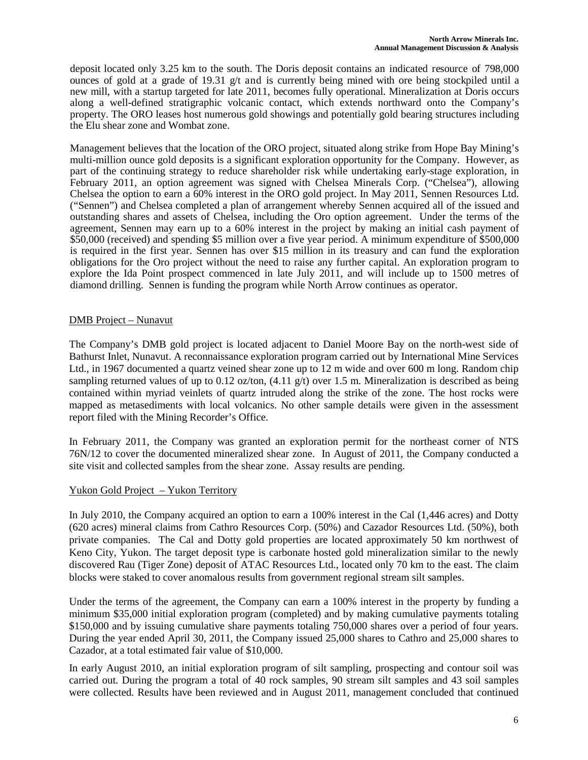deposit located only 3.25 km to the south. The Doris deposit contains an indicated resource of 798,000 ounces of gold at a grade of 19.31 g/t and is currently being mined with ore being stockpiled until a new mill, with a startup targeted for late 2011, becomes fully operational. Mineralization at Doris occurs along a well-defined stratigraphic volcanic contact, which extends northward onto the Company's property. The ORO leases host numerous gold showings and potentially gold bearing structures including the Elu shear zone and Wombat zone.

Management believes that the location of the ORO project, situated along strike from Hope Bay Mining's multi-million ounce gold deposits is a significant exploration opportunity for the Company. However, as part of the continuing strategy to reduce shareholder risk while undertaking early-stage exploration, in February 2011, an option agreement was signed with Chelsea Minerals Corp. ("Chelsea"), allowing Chelsea the option to earn a 60% interest in the ORO gold project. In May 2011, Sennen Resources Ltd. ("Sennen") and Chelsea completed a plan of arrangement whereby Sennen acquired all of the issued and outstanding shares and assets of Chelsea, including the Oro option agreement. Under the terms of the agreement, Sennen may earn up to a 60% interest in the project by making an initial cash payment of $50,000 (received) and spending $5 million over a five year period. A minimum expenditure of $500,000 is required in the first year. Sennen has over $15 million in its treasury and can fund the exploration obligations for the Oro project without the need to raise any further capital. An exploration program to explore the Ida Point prospect commenced in late July 2011, and will include up to 1500 metres of diamond drilling. Sennen is funding the program while North Arrow continues as operator.

## DMB Project – Nunavut

The Company's DMB gold project is located adjacent to Daniel Moore Bay on the north-west side of Bathurst Inlet, Nunavut. A reconnaissance exploration program carried out by International Mine Services Ltd., in 1967 documented a quartz veined shear zone up to 12 m wide and over 600 m long. Random chip sampling returned values of up to 0.12 oz/ton, (4.11 g/t) over 1.5 m. Mineralization is described as being contained within myriad veinlets of quartz intruded along the strike of the zone. The host rocks were mapped as metasediments with local volcanics. No other sample details were given in the assessment report filed with the Mining Recorder's Office.

In February 2011, the Company was granted an exploration permit for the northeast corner of NTS 76N/12 to cover the documented mineralized shear zone. In August of 2011, the Company conducted a site visit and collected samples from the shear zone. Assay results are pending.

## Yukon Gold Project – Yukon Territory

In July 2010, the Company acquired an option to earn a 100% interest in the Cal (1,446 acres) and Dotty (620 acres) mineral claims from Cathro Resources Corp. (50%) and Cazador Resources Ltd. (50%), both private companies. The Cal and Dotty gold properties are located approximately 50 km northwest of Keno City, Yukon. The target deposit type is carbonate hosted gold mineralization similar to the newly discovered Rau (Tiger Zone) deposit of ATAC Resources Ltd., located only 70 km to the east. The claim blocks were staked to cover anomalous results from government regional stream silt samples.

Under the terms of the agreement, the Company can earn a 100% interest in the property by funding a minimum $35,000 initial exploration program (completed) and by making cumulative payments totaling $150,000 and by issuing cumulative share payments totaling 750,000 shares over a period of four years. During the year ended April 30, 2011, the Company issued 25,000 shares to Cathro and 25,000 shares to Cazador, at a total estimated fair value of $10,000.

In early August 2010, an initial exploration program of silt sampling, prospecting and contour soil was carried out. During the program a total of 40 rock samples, 90 stream silt samples and 43 soil samples were collected. Results have been reviewed and in August 2011, management concluded that continued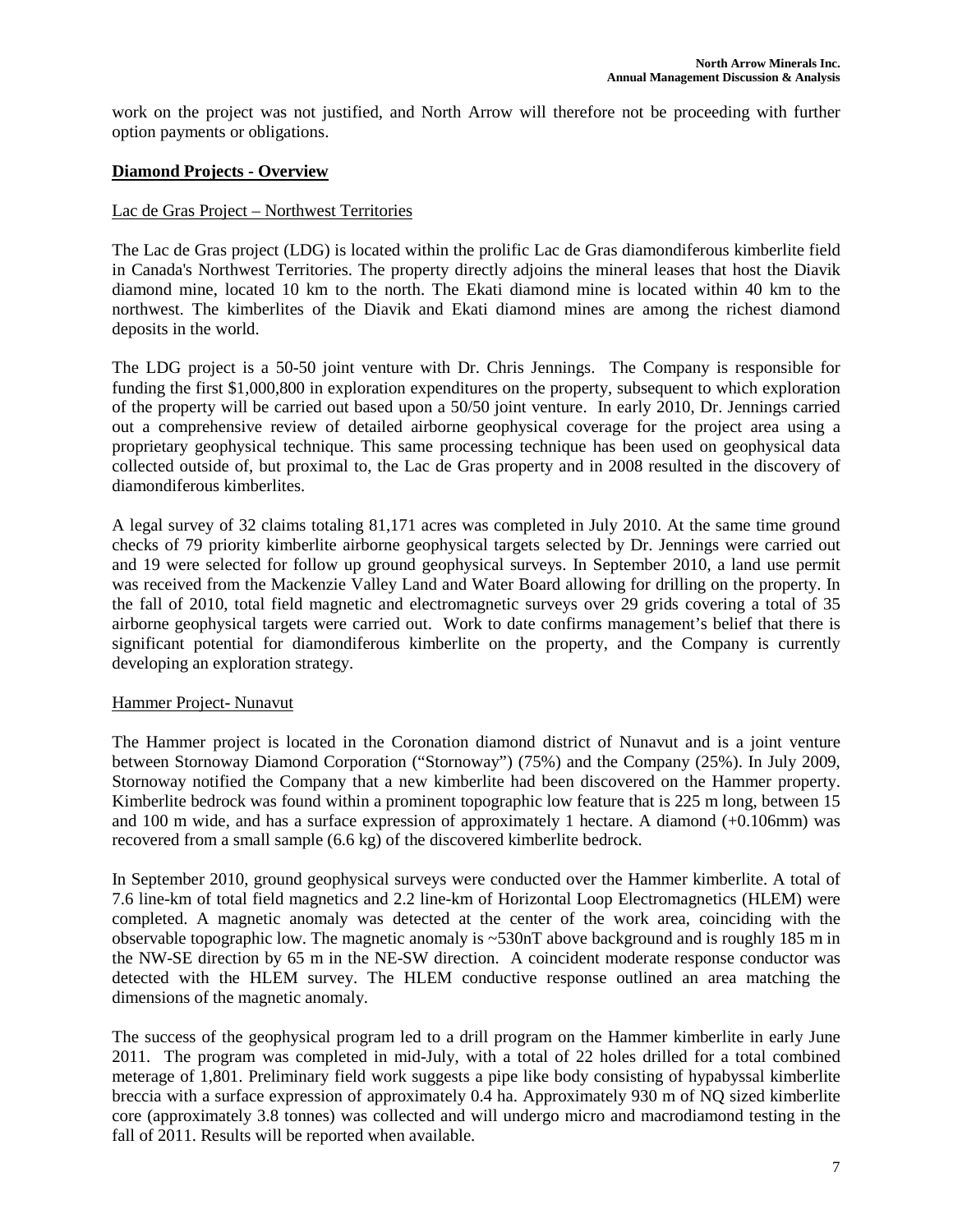work on the project was not justified, and North Arrow will therefore not be proceeding with further option payments or obligations.

## Diamond Projects - Overview

### Lac de Gras Project – Northwest Territories

The Lac de Gras project (LDG) is located within the prolific Lac de Gras diamondiferous kimberlite field in Canada's Northwest Territories. The property directly adjoins the mineral leases that host the Diavik diamond mine, located 10 km to the north. The Ekati diamond mine is located within 40 km to the northwest. The kimberlites of the Diavik and Ekati diamond mines are among the richest diamond deposits in the world.

The LDG project is a 50-50 joint venture with Dr. Chris Jennings. The Company is responsible for funding the first $1,000,800 in exploration expenditures on the property, subsequent to which exploration of the property will be carried out based upon a 50/50 joint venture. In early 2010, Dr. Jennings carried out a comprehensive review of detailed airborne geophysical coverage for the project area using a proprietary geophysical technique. This same processing technique has been used on geophysical data collected outside of, but proximal to, the Lac de Gras property and in 2008 resulted in the discovery of diamondiferous kimberlites.

A legal survey of 32 claims totaling 81,171 acres was completed in July 2010. At the same time ground checks of 79 priority kimberlite airborne geophysical targets selected by Dr. Jennings were carried out and 19 were selected for follow up ground geophysical surveys. In September 2010, a land use permit was received from the Mackenzie Valley Land and Water Board allowing for drilling on the property. In the fall of 2010, total field magnetic and electromagnetic surveys over 29 grids covering a total of 35 airborne geophysical targets were carried out. Work to date confirms management's belief that there is significant potential for diamondiferous kimberlite on the property, and the Company is currently developing an exploration strategy.

### Hammer Project- Nunavut

The Hammer project is located in the Coronation diamond district of Nunavut and is a joint venture between Stornoway Diamond Corporation ("Stornoway") (75%) and the Company (25%). In July 2009, Stornoway notified the Company that a new kimberlite had been discovered on the Hammer property. Kimberlite bedrock was found within a prominent topographic low feature that is 225 m long, between 15 and 100 m wide, and has a surface expression of approximately 1 hectare. A diamond (+0.106mm) was recovered from a small sample (6.6 kg) of the discovered kimberlite bedrock.

In September 2010, ground geophysical surveys were conducted over the Hammer kimberlite. A total of 7.6 line-km of total field magnetics and 2.2 line-km of Horizontal Loop Electromagnetics (HLEM) were completed. A magnetic anomaly was detected at the center of the work area, coinciding with the observable topographic low. The magnetic anomaly is ~530nT above background and is roughly 185 m in the NW-SE direction by 65 m in the NE-SW direction. A coincident moderate response conductor was detected with the HLEM survey. The HLEM conductive response outlined an area matching the dimensions of the magnetic anomaly.

The success of the geophysical program led to a drill program on the Hammer kimberlite in early June 2011. The program was completed in mid-July, with a total of 22 holes drilled for a total combined meterage of 1,801. Preliminary field work suggests a pipe like body consisting of hypabyssal kimberlite breccia with a surface expression of approximately 0.4 ha. Approximately 930 m of NQ sized kimberlite core (approximately 3.8 tonnes) was collected and will undergo micro and macrodiamond testing in the fall of 2011. Results will be reported when available.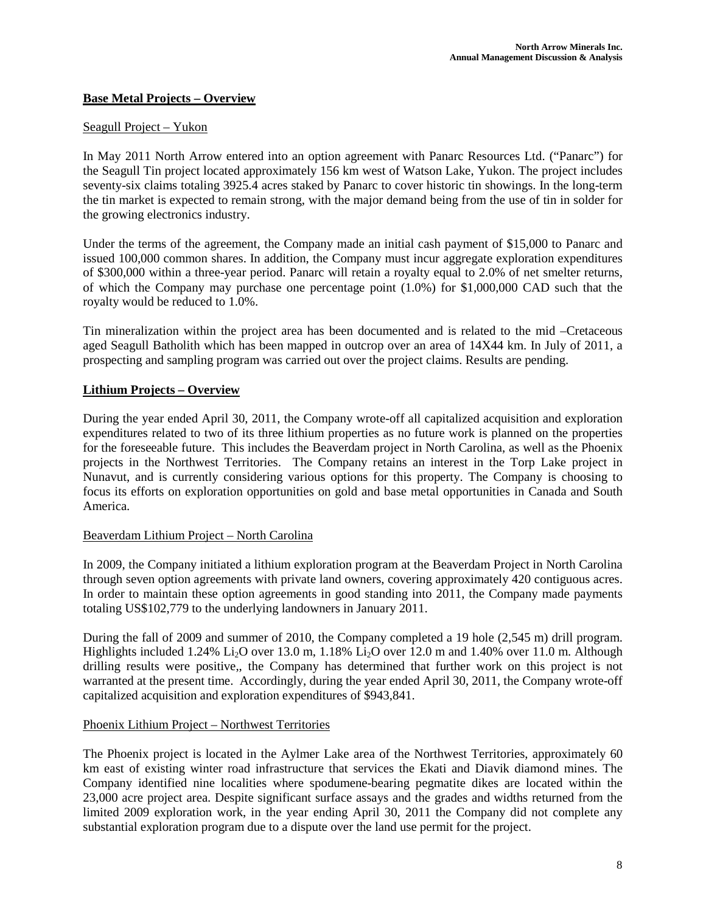## Base Metal Projects – Overview

Seagull Project – Yukon

In May 2011 North Arrow entered into an option agreement with Panarc Resources Ltd. ("Panarc") for the Seagull Tin project located approximately 156 km west of Watson Lake, Yukon. The project includes seventy-six claims totaling 3925.4 acres staked by Panarc to cover historic tin showings. In the long-term the tin market is expected to remain strong, with the major demand being from the use of tin in solder for the growing electronics industry.

Under the terms of the agreement, the Company made an initial cash payment of $15,000 to Panarc and issued 100,000 common shares. In addition, the Company must incur aggregate exploration expenditures of $300,000 within a three-year period. Panarc will retain a royalty equal to 2.0% of net smelter returns, of which the Company may purchase one percentage point (1.0%) for $1,000,000 CAD such that the royalty would be reduced to 1.0%.

Tin mineralization within the project area has been documented and is related to the mid –Cretaceous aged Seagull Batholith which has been mapped in outcrop over an area of 14X44 km. In July of 2011, a prospecting and sampling program was carried out over the project claims. Results are pending.

## Lithium Projects – Overview

During the year ended April 30, 2011, the Company wrote-off all capitalized acquisition and exploration expenditures related to two of its three lithium properties as no future work is planned on the properties for the foreseeable future. This includes the Beaverdam project in North Carolina, as well as the Phoenix projects in the Northwest Territories. The Company retains an interest in the Torp Lake project in Nunavut, and is currently considering various options for this property. The Company is choosing to focus its efforts on exploration opportunities on gold and base metal opportunities in Canada and South America.

Beaverdam Lithium Project – North Carolina

In 2009, the Company initiated a lithium exploration program at the Beaverdam Project in North Carolina through seven option agreements with private land owners, covering approximately 420 contiguous acres. In order to maintain these option agreements in good standing into 2011, the Company made payments totaling US$102,779 to the underlying landowners in January 2011.

During the fall of 2009 and summer of 2010, the Company completed a 19 hole (2,545 m) drill program. Highlights included 1.24% $Li_2O$ over 13.0 m, 1.18% $Li_2O$ over 12.0 m and 1.40% over 11.0 m. Although drilling results were positive,, the Company has determined that further work on this project is not warranted at the present time. Accordingly, during the year ended April 30, 2011, the Company wrote-off capitalized acquisition and exploration expenditures of $943,841.

Phoenix Lithium Project – Northwest Territories

The Phoenix project is located in the Aylmer Lake area of the Northwest Territories, approximately 60 km east of existing winter road infrastructure that services the Ekati and Diavik diamond mines. The Company identified nine localities where spodumene-bearing pegmatite dikes are located within the 23,000 acre project area. Despite significant surface assays and the grades and widths returned from the limited 2009 exploration work, in the year ending April 30, 2011 the Company did not complete any substantial exploration program due to a dispute over the land use permit for the project.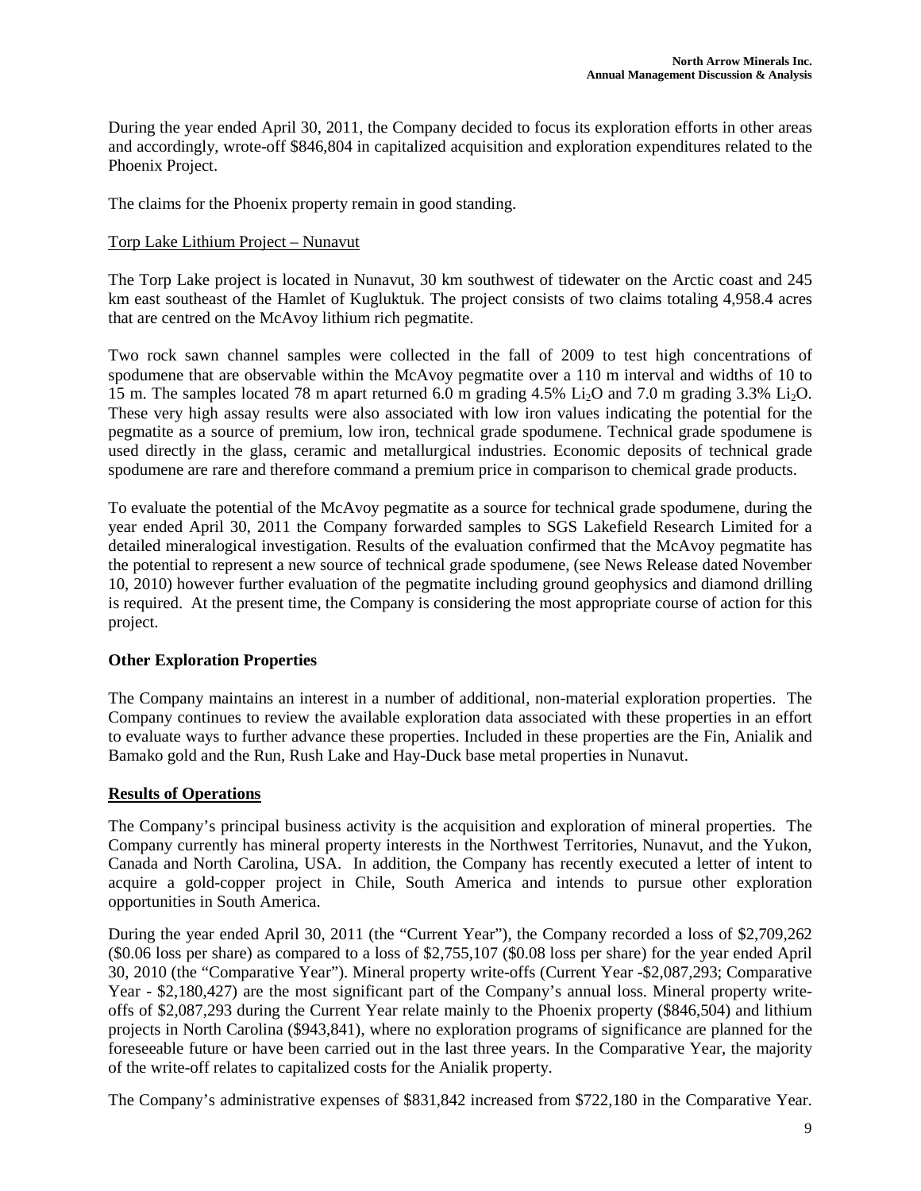During the year ended April 30, 2011, the Company decided to focus its exploration efforts in other areas and accordingly, wrote-off \$846,804 in capitalized acquisition and exploration expenditures related to the Phoenix Project.

The claims for the Phoenix property remain in good standing.

Torp Lake Lithium Project – Nunavut

The Torp Lake project is located in Nunavut, 30 km southwest of tidewater on the Arctic coast and 245 km east southeast of the Hamlet of Kugluktuk. The project consists of two claims totaling 4,958.4 acres that are centred on the McAvoy lithium rich pegmatite.

Two rock sawn channel samples were collected in the fall of 2009 to test high concentrations of spodumene that are observable within the McAvoy pegmatite over a 110 m interval and widths of 10 to 15 m. The samples located 78 m apart returned 6.0 m grading 4.5% $Li_2O$ and 7.0 m grading 3.3% $Li_2O$. These very high assay results were also associated with low iron values indicating the potential for the pegmatite as a source of premium, low iron, technical grade spodumene. Technical grade spodumene is used directly in the glass, ceramic and metallurgical industries. Economic deposits of technical grade spodumene are rare and therefore command a premium price in comparison to chemical grade products.

To evaluate the potential of the McAvoy pegmatite as a source for technical grade spodumene, during the year ended April 30, 2011 the Company forwarded samples to SGS Lakefield Research Limited for a detailed mineralogical investigation. Results of the evaluation confirmed that the McAvoy pegmatite has the potential to represent a new source of technical grade spodumene, (see News Release dated November 10, 2010) however further evaluation of the pegmatite including ground geophysics and diamond drilling is required. At the present time, the Company is considering the most appropriate course of action for this project.

**Other Exploration Properties**

The Company maintains an interest in a number of additional, non-material exploration properties. The Company continues to review the available exploration data associated with these properties in an effort to evaluate ways to further advance these properties. Included in these properties are the Fin, Anialik and Bamako gold and the Run, Rush Lake and Hay-Duck base metal properties in Nunavut.

## Results of Operations

The Company's principal business activity is the acquisition and exploration of mineral properties. The Company currently has mineral property interests in the Northwest Territories, Nunavut, and the Yukon, Canada and North Carolina, USA. In addition, the Company has recently executed a letter of intent to acquire a gold-copper project in Chile, South America and intends to pursue other exploration opportunities in South America.

During the year ended April 30, 2011 (the "Current Year"), the Company recorded a loss of \$2,709,262 (\$0.06 loss per share) as compared to a loss of \$2,755,107 (\$0.08 loss per share) for the year ended April 30, 2010 (the "Comparative Year"). Mineral property write-offs (Current Year -\$2,087,293; Comparative Year - \$2,180,427) are the most significant part of the Company's annual loss. Mineral property write-offs of \$2,087,293 during the Current Year relate mainly to the Phoenix property (\$846,504) and lithium projects in North Carolina (\$943,841), where no exploration programs of significance are planned for the foreseeable future or have been carried out in the last three years. In the Comparative Year, the majority of the write-off relates to capitalized costs for the Anialik property.

The Company's administrative expenses of \$831,842 increased from \$722,180 in the Comparative Year.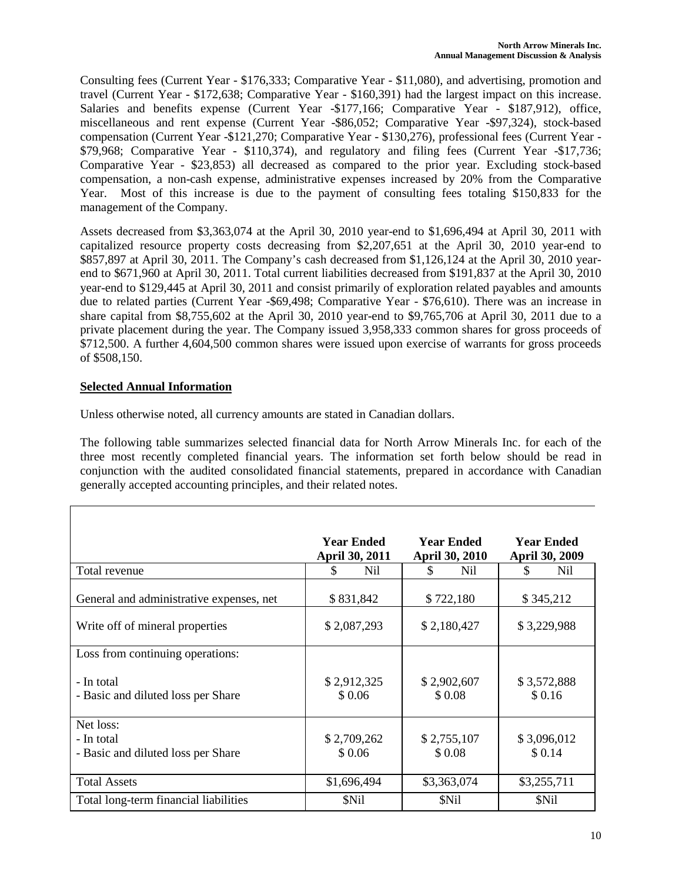Consulting fees (Current Year - \$176,333; Comparative Year - \$11,080), and advertising, promotion and travel (Current Year - \$172,638; Comparative Year - \$160,391) had the largest impact on this increase. Salaries and benefits expense (Current Year -\$177,166; Comparative Year - \$187,912), office, miscellaneous and rent expense (Current Year -\$86,052; Comparative Year -\$97,324), stock-based compensation (Current Year -\$121,270; Comparative Year - \$130,276), professional fees (Current Year - \$79,968; Comparative Year - \$110,374), and regulatory and filing fees (Current Year -\$17,736; Comparative Year - \$23,853) all decreased as compared to the prior year. Excluding stock-based compensation, a non-cash expense, administrative expenses increased by 20% from the Comparative Year. Most of this increase is due to the payment of consulting fees totaling \$150,833 for the management of the Company.

Assets decreased from \$3,363,074 at the April 30, 2010 year-end to \$1,696,494 at April 30, 2011 with capitalized resource property costs decreasing from \$2,207,651 at the April 30, 2010 year-end to \$857,897 at April 30, 2011. The Company's cash decreased from \$1,126,124 at the April 30, 2010 year-end to \$671,960 at April 30, 2011. Total current liabilities decreased from \$191,837 at the April 30, 2010 year-end to \$129,445 at April 30, 2011 and consist primarily of exploration related payables and amounts due to related parties (Current Year -\$69,498; Comparative Year - \$76,610). There was an increase in share capital from \$8,755,602 at the April 30, 2010 year-end to \$9,765,706 at April 30, 2011 due to a private placement during the year. The Company issued 3,958,333 common shares for gross proceeds of \$712,500. A further 4,604,500 common shares were issued upon exercise of warrants for gross proceeds of \$508,150.

## Selected Annual Information

Unless otherwise noted, all currency amounts are stated in Canadian dollars.

The following table summarizes selected financial data for North Arrow Minerals Inc. for each of the three most recently completed financial years. The information set forth below should be read in conjunction with the audited consolidated financial statements, prepared in accordance with Canadian generally accepted accounting principles, and their related notes.

| | Year Ended April 30, 2011 | Year Ended April 30, 2010 | Year Ended April 30, 2009 |
|---|---|---|---|
| Total revenue | \$ Nil | \$ Nil | \$ Nil |
| General and administrative expenses, net | \$ 831,842 | \$ 722,180 | \$ 345,212 |
| Write off of mineral properties | \$ 2,087,293 | \$ 2,180,427 | \$ 3,229,988 |
| Loss from continuing operations: | | | |
| - In total | \$ 2,912,325 | \$ 2,902,607 | \$ 3,572,888 |
| - Basic and diluted loss per Share | \$ 0.06 | \$ 0.08 | \$ 0.16 |
| Net loss: | | | |
| - In total | \$ 2,709,262 | \$ 2,755,107 | \$ 3,096,012 |
| - Basic and diluted loss per Share | \$ 0.06 | \$ 0.08 | \$ 0.14 |
| Total Assets | \$1,696,494 | \$3,363,074 | \$3,255,711 |
| Total long-term financial liabilities | \$Nil | \$Nil | \$Nil |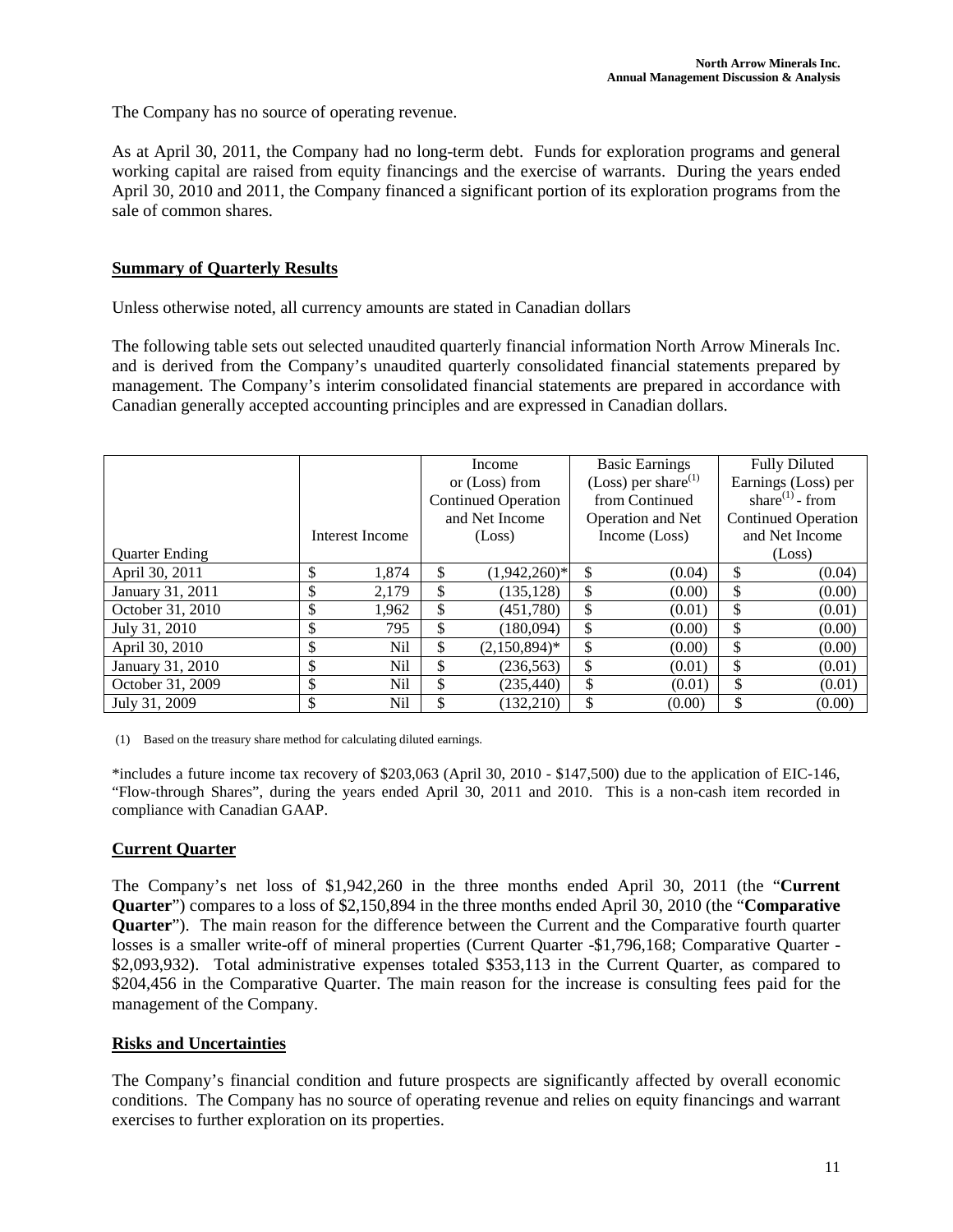The Company has no source of operating revenue.

As at April 30, 2011, the Company had no long-term debt. Funds for exploration programs and general working capital are raised from equity financings and the exercise of warrants. During the years ended April 30, 2010 and 2011, the Company financed a significant portion of its exploration programs from the sale of common shares.

## Summary of Quarterly Results

Unless otherwise noted, all currency amounts are stated in Canadian dollars

The following table sets out selected unaudited quarterly financial information North Arrow Minerals Inc. and is derived from the Company's unaudited quarterly consolidated financial statements prepared by management. The Company's interim consolidated financial statements are prepared in accordance with Canadian generally accepted accounting principles and are expressed in Canadian dollars.

| Quarter Ending | Interest Income | Income or (Loss) from Continued Operation and Net Income (Loss) | Basic Earnings (Loss) per share(1) from Continued Operation and Net Income (Loss) | Fully Diluted Earnings (Loss) per share(1) - from Continued Operation and Net Income (Loss) |
|---|---|---|---|---|
| April 30, 2011 | $ 1,874 | $ (1,942,260)* | $ (0.04) | $ (0.04) |
| January 31, 2011 | $ 2,179 | $ (135,128) | $ (0.00) | $ (0.00) |
| October 31, 2010 | $ 1,962 | $ (451,780) | $ (0.01) | $ (0.01) |
| July 31, 2010 | $ 795 | $ (180,094) | $ (0.00) | $ (0.00) |
| April 30, 2010 | $ Nil | $ (2,150,894)* | $ (0.00) | $ (0.00) |
| January 31, 2010 | $ Nil | $ (236,563) | $ (0.01) | $ (0.01) |
| October 31, 2009 | $ Nil | $ (235,440) | $ (0.01) | $ (0.01) |
| July 31, 2009 | $ Nil | $ (132,210) | $ (0.00) | $ (0.00) |

(1) Based on the treasury share method for calculating diluted earnings.

*includes a future income tax recovery of $203,063 (April 30, 2010 - $147,500) due to the application of EIC-146, "Flow-through Shares", during the years ended April 30, 2011 and 2010. This is a non-cash item recorded in compliance with Canadian GAAP.

## Current Quarter

The Company's net loss of $1,942,260 in the three months ended April 30, 2011 (the "**Current Quarter**") compares to a loss of $2,150,894 in the three months ended April 30, 2010 (the "**Comparative Quarter**"). The main reason for the difference between the Current and the Comparative fourth quarter losses is a smaller write-off of mineral properties (Current Quarter -$1,796,168; Comparative Quarter - $2,093,932). Total administrative expenses totaled $353,113 in the Current Quarter, as compared to $204,456 in the Comparative Quarter. The main reason for the increase is consulting fees paid for the management of the Company.

## Risks and Uncertainties

The Company's financial condition and future prospects are significantly affected by overall economic conditions. The Company has no source of operating revenue and relies on equity financings and warrant exercises to further exploration on its properties.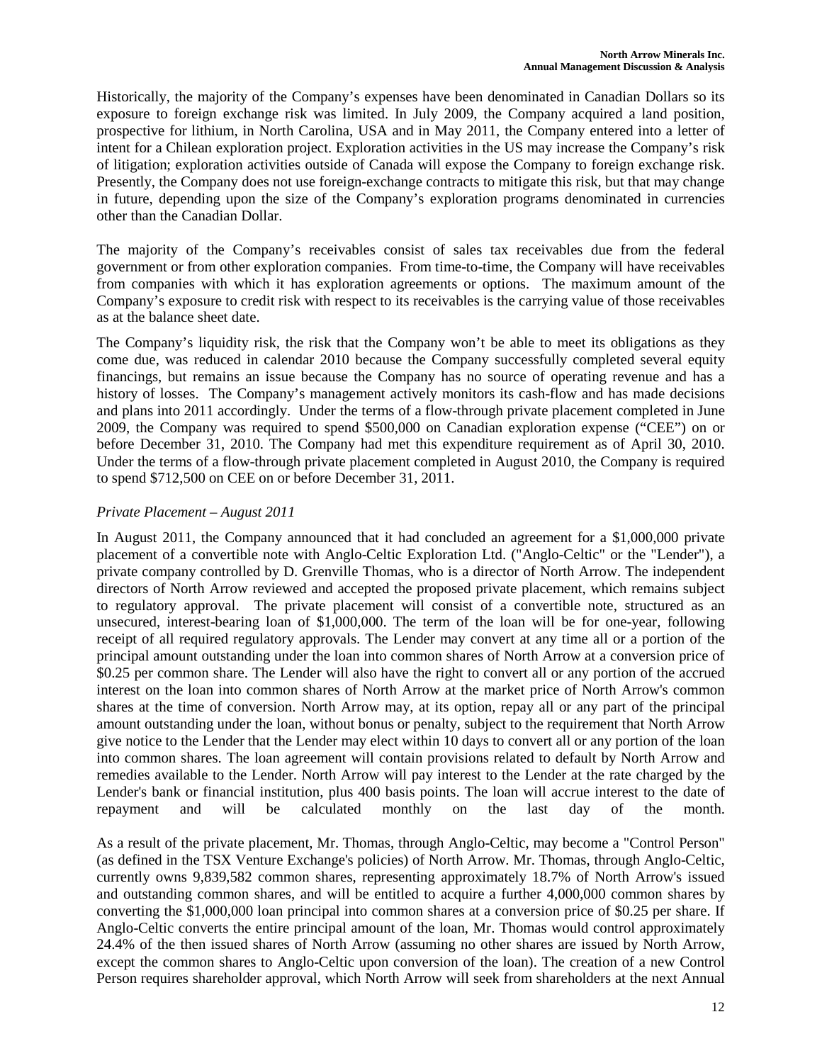Historically, the majority of the Company's expenses have been denominated in Canadian Dollars so its exposure to foreign exchange risk was limited. In July 2009, the Company acquired a land position, prospective for lithium, in North Carolina, USA and in May 2011, the Company entered into a letter of intent for a Chilean exploration project. Exploration activities in the US may increase the Company's risk of litigation; exploration activities outside of Canada will expose the Company to foreign exchange risk. Presently, the Company does not use foreign-exchange contracts to mitigate this risk, but that may change in future, depending upon the size of the Company's exploration programs denominated in currencies other than the Canadian Dollar.

The majority of the Company's receivables consist of sales tax receivables due from the federal government or from other exploration companies. From time-to-time, the Company will have receivables from companies with which it has exploration agreements or options. The maximum amount of the Company's exposure to credit risk with respect to its receivables is the carrying value of those receivables as at the balance sheet date.

The Company's liquidity risk, the risk that the Company won't be able to meet its obligations as they come due, was reduced in calendar 2010 because the Company successfully completed several equity financings, but remains an issue because the Company has no source of operating revenue and has a history of losses. The Company's management actively monitors its cash-flow and has made decisions and plans into 2011 accordingly. Under the terms of a flow-through private placement completed in June 2009, the Company was required to spend $500,000 on Canadian exploration expense ("CEE") on or before December 31, 2010. The Company had met this expenditure requirement as of April 30, 2010. Under the terms of a flow-through private placement completed in August 2010, the Company is required to spend $712,500 on CEE on or before December 31, 2011.

*Private Placement – August 2011*

In August 2011, the Company announced that it had concluded an agreement for a $1,000,000 private placement of a convertible note with Anglo-Celtic Exploration Ltd. ("Anglo-Celtic" or the "Lender"), a private company controlled by D. Grenville Thomas, who is a director of North Arrow. The independent directors of North Arrow reviewed and accepted the proposed private placement, which remains subject to regulatory approval. The private placement will consist of a convertible note, structured as an unsecured, interest-bearing loan of $1,000,000. The term of the loan will be for one-year, following receipt of all required regulatory approvals. The Lender may convert at any time all or a portion of the principal amount outstanding under the loan into common shares of North Arrow at a conversion price of $0.25 per common share. The Lender will also have the right to convert all or any portion of the accrued interest on the loan into common shares of North Arrow at the market price of North Arrow's common shares at the time of conversion. North Arrow may, at its option, repay all or any part of the principal amount outstanding under the loan, without bonus or penalty, subject to the requirement that North Arrow give notice to the Lender that the Lender may elect within 10 days to convert all or any portion of the loan into common shares. The loan agreement will contain provisions related to default by North Arrow and remedies available to the Lender. North Arrow will pay interest to the Lender at the rate charged by the Lender's bank or financial institution, plus 400 basis points. The loan will accrue interest to the date of repayment and will be calculated monthly on the last day of the month.

As a result of the private placement, Mr. Thomas, through Anglo-Celtic, may become a "Control Person" (as defined in the TSX Venture Exchange's policies) of North Arrow. Mr. Thomas, through Anglo-Celtic, currently owns 9,839,582 common shares, representing approximately 18.7% of North Arrow's issued and outstanding common shares, and will be entitled to acquire a further 4,000,000 common shares by converting the $1,000,000 loan principal into common shares at a conversion price of $0.25 per share. If Anglo-Celtic converts the entire principal amount of the loan, Mr. Thomas would control approximately 24.4% of the then issued shares of North Arrow (assuming no other shares are issued by North Arrow, except the common shares to Anglo-Celtic upon conversion of the loan). The creation of a new Control Person requires shareholder approval, which North Arrow will seek from shareholders at the next Annual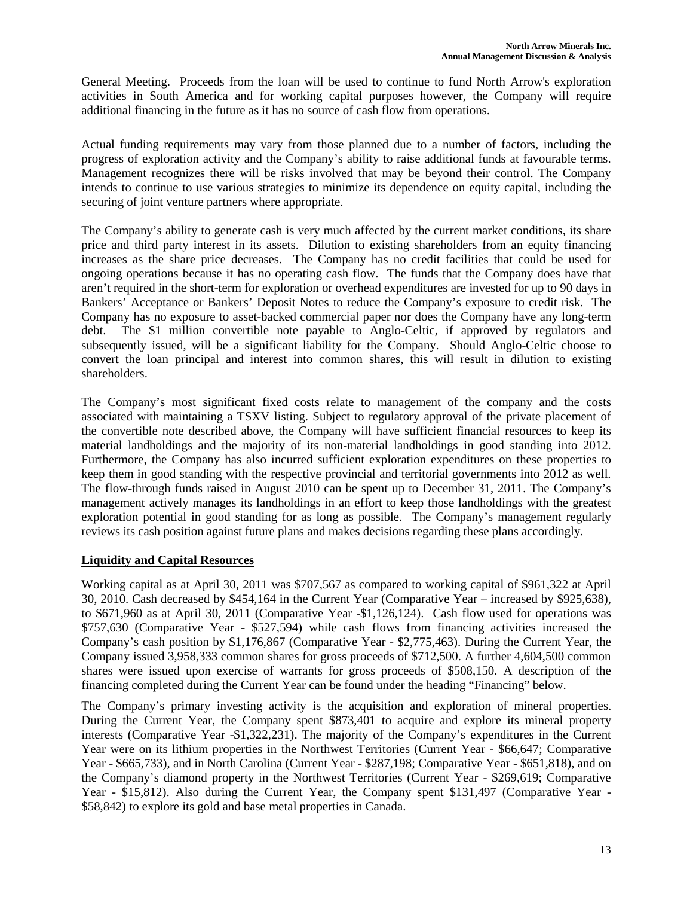General Meeting. Proceeds from the loan will be used to continue to fund North Arrow's exploration activities in South America and for working capital purposes however, the Company will require additional financing in the future as it has no source of cash flow from operations.

Actual funding requirements may vary from those planned due to a number of factors, including the progress of exploration activity and the Company's ability to raise additional funds at favourable terms. Management recognizes there will be risks involved that may be beyond their control. The Company intends to continue to use various strategies to minimize its dependence on equity capital, including the securing of joint venture partners where appropriate.

The Company's ability to generate cash is very much affected by the current market conditions, its share price and third party interest in its assets. Dilution to existing shareholders from an equity financing increases as the share price decreases. The Company has no credit facilities that could be used for ongoing operations because it has no operating cash flow. The funds that the Company does have that aren't required in the short-term for exploration or overhead expenditures are invested for up to 90 days in Bankers' Acceptance or Bankers' Deposit Notes to reduce the Company's exposure to credit risk. The Company has no exposure to asset-backed commercial paper nor does the Company have any long-term debt. The $1 million convertible note payable to Anglo-Celtic, if approved by regulators and subsequently issued, will be a significant liability for the Company. Should Anglo-Celtic choose to convert the loan principal and interest into common shares, this will result in dilution to existing shareholders.

The Company's most significant fixed costs relate to management of the company and the costs associated with maintaining a TSXV listing. Subject to regulatory approval of the private placement of the convertible note described above, the Company will have sufficient financial resources to keep its material landholdings and the majority of its non-material landholdings in good standing into 2012. Furthermore, the Company has also incurred sufficient exploration expenditures on these properties to keep them in good standing with the respective provincial and territorial governments into 2012 as well. The flow-through funds raised in August 2010 can be spent up to December 31, 2011. The Company's management actively manages its landholdings in an effort to keep those landholdings with the greatest exploration potential in good standing for as long as possible. The Company's management regularly reviews its cash position against future plans and makes decisions regarding these plans accordingly.

## Liquidity and Capital Resources

Working capital as at April 30, 2011 was $707,567 as compared to working capital of $961,322 at April 30, 2010. Cash decreased by $454,164 in the Current Year (Comparative Year – increased by $925,638), to $671,960 as at April 30, 2011 (Comparative Year -$1,126,124). Cash flow used for operations was $757,630 (Comparative Year - $527,594) while cash flows from financing activities increased the Company's cash position by $1,176,867 (Comparative Year - $2,775,463). During the Current Year, the Company issued 3,958,333 common shares for gross proceeds of $712,500. A further 4,604,500 common shares were issued upon exercise of warrants for gross proceeds of $508,150. A description of the financing completed during the Current Year can be found under the heading "Financing" below.

The Company's primary investing activity is the acquisition and exploration of mineral properties. During the Current Year, the Company spent $873,401 to acquire and explore its mineral property interests (Comparative Year -$1,322,231). The majority of the Company's expenditures in the Current Year were on its lithium properties in the Northwest Territories (Current Year - $66,647; Comparative Year - $665,733), and in North Carolina (Current Year - $287,198; Comparative Year - $651,818), and on the Company's diamond property in the Northwest Territories (Current Year - $269,619; Comparative Year - $15,812). Also during the Current Year, the Company spent $131,497 (Comparative Year - $58,842) to explore its gold and base metal properties in Canada.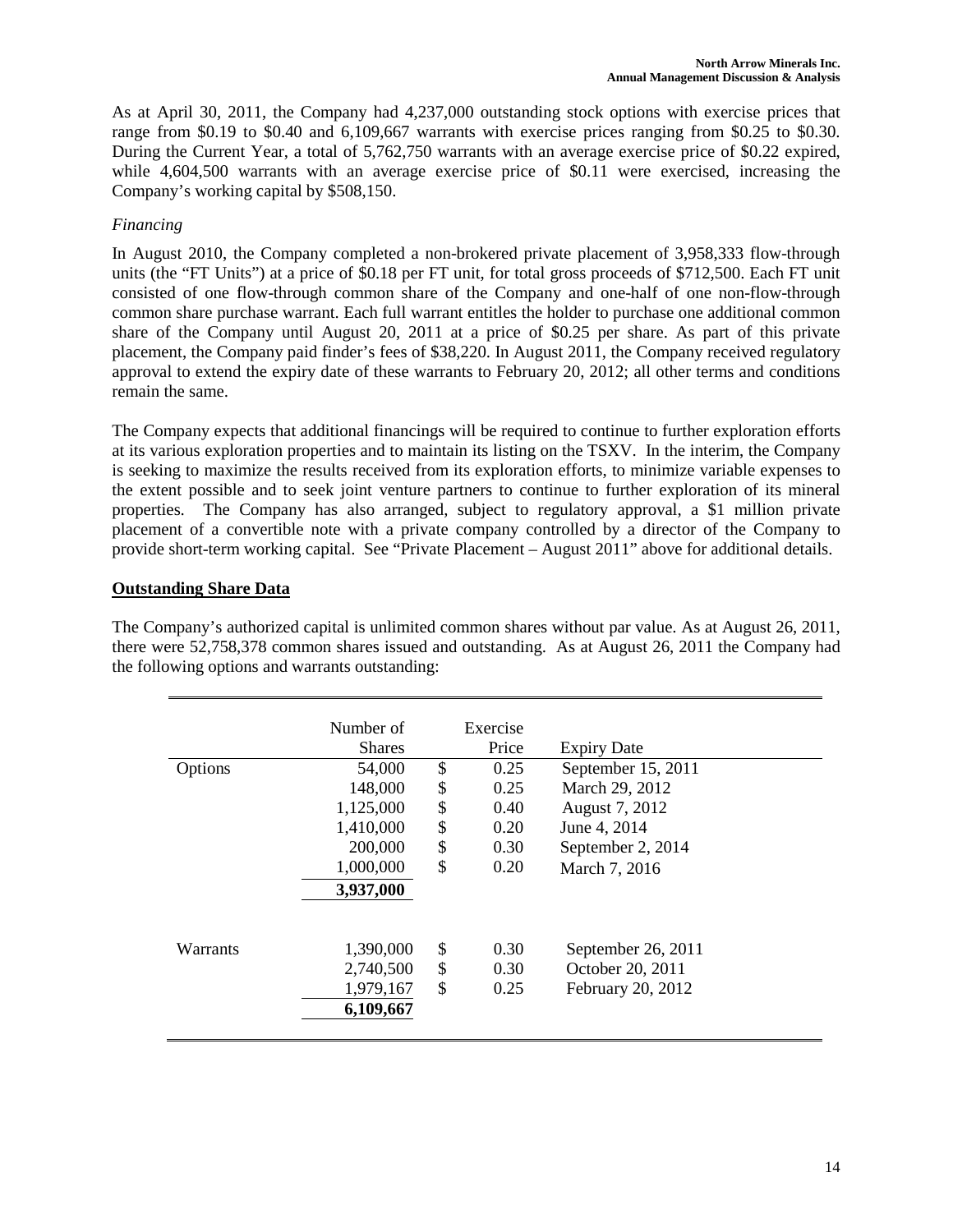As at April 30, 2011, the Company had 4,237,000 outstanding stock options with exercise prices that range from \$0.19 to \$0.40 and 6,109,667 warrants with exercise prices ranging from \$0.25 to \$0.30. During the Current Year, a total of 5,762,750 warrants with an average exercise price of \$0.22 expired, while 4,604,500 warrants with an average exercise price of \$0.11 were exercised, increasing the Company's working capital by \$508,150.

*Financing*

In August 2010, the Company completed a non-brokered private placement of 3,958,333 flow-through units (the "FT Units") at a price of \$0.18 per FT unit, for total gross proceeds of \$712,500. Each FT unit consisted of one flow-through common share of the Company and one-half of one non-flow-through common share purchase warrant. Each full warrant entitles the holder to purchase one additional common share of the Company until August 20, 2011 at a price of \$0.25 per share. As part of this private placement, the Company paid finder's fees of \$38,220. In August 2011, the Company received regulatory approval to extend the expiry date of these warrants to February 20, 2012; all other terms and conditions remain the same.

The Company expects that additional financings will be required to continue to further exploration efforts at its various exploration properties and to maintain its listing on the TSXV. In the interim, the Company is seeking to maximize the results received from its exploration efforts, to minimize variable expenses to the extent possible and to seek joint venture partners to continue to further exploration of its mineral properties. The Company has also arranged, subject to regulatory approval, a \$1 million private placement of a convertible note with a private company controlled by a director of the Company to provide short-term working capital. See "Private Placement – August 2011" above for additional details.

## Outstanding Share Data

The Company's authorized capital is unlimited common shares without par value. As at August 26, 2011, there were 52,758,378 common shares issued and outstanding. As at August 26, 2011 the Company had the following options and warrants outstanding:

| | Number of Shares | Exercise Price | Expiry Date |
|---|---|---|---|
| Options | 54,000 | \$ 0.25 | September 15, 2011 |
| | 148,000 | \$ 0.25 | March 29, 2012 |
| | 1,125,000 | \$ 0.40 | August 7, 2012 |
| | 1,410,000 | \$ 0.20 | June 4, 2014 |
| | 200,000 | \$ 0.30 | September 2, 2014 |
| | 1,000,000 | \$ 0.20 | March 7, 2016 |
| | **3,937,000** | | |
| Warrants | 1,390,000 | \$ 0.30 | September 26, 2011 |
| | 2,740,500 | \$ 0.30 | October 20, 2011 |
| | 1,979,167 | \$ 0.25 | February 20, 2012 |
| | **6,109,667** | | |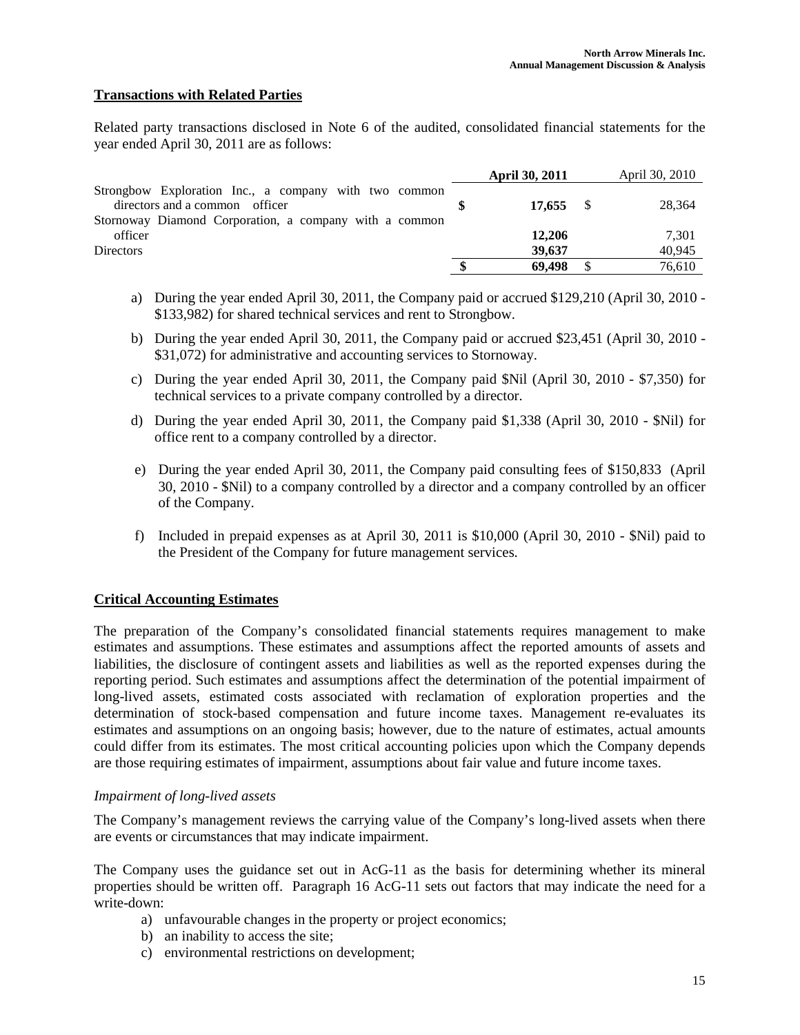## Transactions with Related Parties

Related party transactions disclosed in Note 6 of the audited, consolidated financial statements for the year ended April 30, 2011 are as follows:

| | April 30, 2011 | April 30, 2010 |
|---|---|---|
| Strongbow Exploration Inc., a company with two common directors and a common officer | **$ 17,655** | $ 28,364 |
| Stornoway Diamond Corporation, a company with a common officer | **12,206** | 7,301 |
| Directors | **39,637** | 40,945 |
| | **$ 69,498** | $ 76,610 |

a) During the year ended April 30, 2011, the Company paid or accrued \$129,210 (April 30, 2010 - \$133,982) for shared technical services and rent to Strongbow.

b) During the year ended April 30, 2011, the Company paid or accrued \$23,451 (April 30, 2010 - \$31,072) for administrative and accounting services to Stornoway.

c) During the year ended April 30, 2011, the Company paid \$Nil (April 30, 2010 - \$7,350) for technical services to a private company controlled by a director.

d) During the year ended April 30, 2011, the Company paid \$1,338 (April 30, 2010 - \$Nil) for office rent to a company controlled by a director.

e) During the year ended April 30, 2011, the Company paid consulting fees of \$150,833 (April 30, 2010 - \$Nil) to a company controlled by a director and a company controlled by an officer of the Company.

f) Included in prepaid expenses as at April 30, 2011 is \$10,000 (April 30, 2010 - \$Nil) paid to the President of the Company for future management services.

## Critical Accounting Estimates

The preparation of the Company's consolidated financial statements requires management to make estimates and assumptions. These estimates and assumptions affect the reported amounts of assets and liabilities, the disclosure of contingent assets and liabilities as well as the reported expenses during the reporting period. Such estimates and assumptions affect the determination of the potential impairment of long-lived assets, estimated costs associated with reclamation of exploration properties and the determination of stock-based compensation and future income taxes. Management re-evaluates its estimates and assumptions on an ongoing basis; however, due to the nature of estimates, actual amounts could differ from its estimates. The most critical accounting policies upon which the Company depends are those requiring estimates of impairment, assumptions about fair value and future income taxes.

*Impairment of long-lived assets*

The Company's management reviews the carrying value of the Company's long-lived assets when there are events or circumstances that may indicate impairment.

The Company uses the guidance set out in AcG-11 as the basis for determining whether its mineral properties should be written off. Paragraph 16 AcG-11 sets out factors that may indicate the need for a write-down:

a) unfavourable changes in the property or project economics;
b) an inability to access the site;
c) environmental restrictions on development;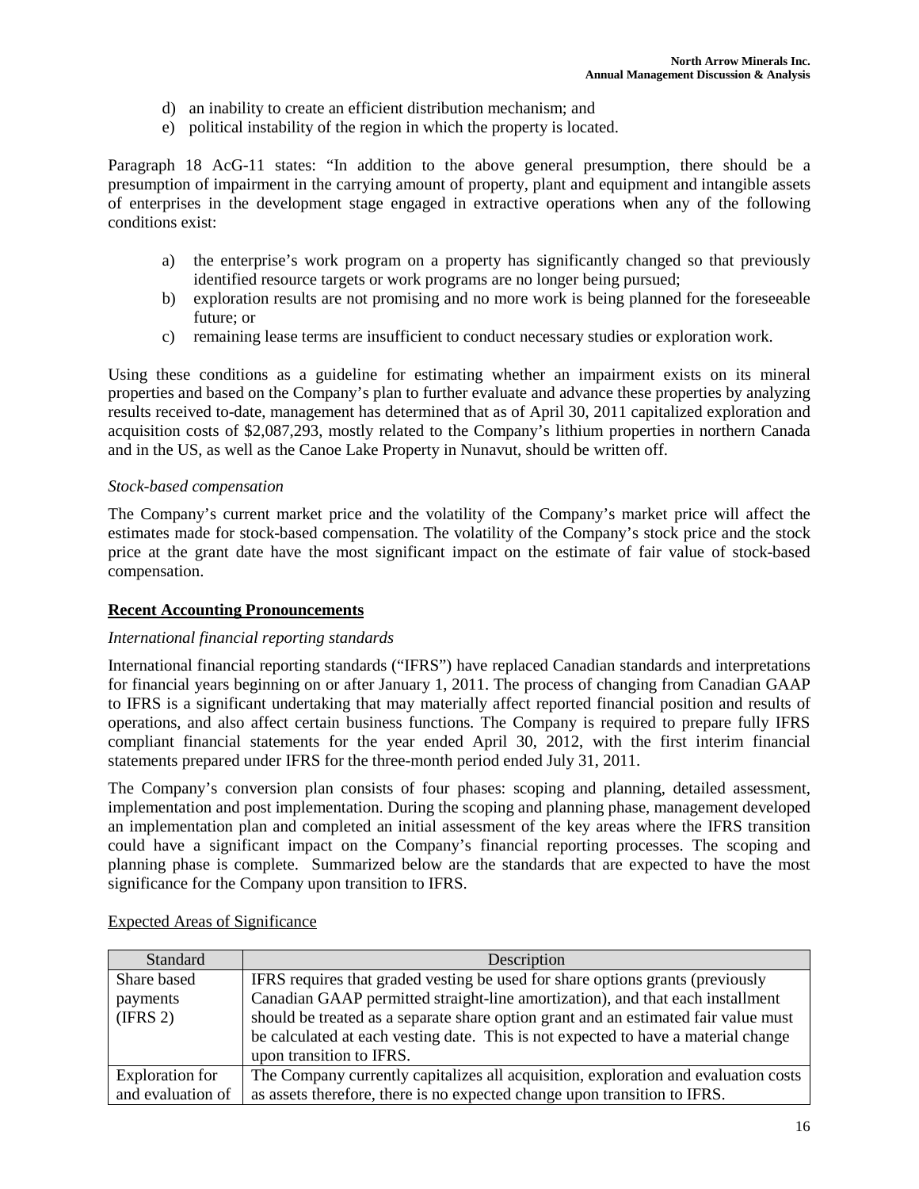d) an inability to create an efficient distribution mechanism; and
e) political instability of the region in which the property is located.

Paragraph 18 AcG-11 states: "In addition to the above general presumption, there should be a presumption of impairment in the carrying amount of property, plant and equipment and intangible assets of enterprises in the development stage engaged in extractive operations when any of the following conditions exist:

a) the enterprise's work program on a property has significantly changed so that previously identified resource targets or work programs are no longer being pursued;
b) exploration results are not promising and no more work is being planned for the foreseeable future; or
c) remaining lease terms are insufficient to conduct necessary studies or exploration work.

Using these conditions as a guideline for estimating whether an impairment exists on its mineral properties and based on the Company's plan to further evaluate and advance these properties by analyzing results received to-date, management has determined that as of April 30, 2011 capitalized exploration and acquisition costs of $2,087,293, mostly related to the Company's lithium properties in northern Canada and in the US, as well as the Canoe Lake Property in Nunavut, should be written off.

*Stock-based compensation*

The Company's current market price and the volatility of the Company's market price will affect the estimates made for stock-based compensation. The volatility of the Company's stock price and the stock price at the grant date have the most significant impact on the estimate of fair value of stock-based compensation.

## Recent Accounting Pronouncements

*International financial reporting standards*

International financial reporting standards ("IFRS") have replaced Canadian standards and interpretations for financial years beginning on or after January 1, 2011. The process of changing from Canadian GAAP to IFRS is a significant undertaking that may materially affect reported financial position and results of operations, and also affect certain business functions. The Company is required to prepare fully IFRS compliant financial statements for the year ended April 30, 2012, with the first interim financial statements prepared under IFRS for the three-month period ended July 31, 2011.

The Company's conversion plan consists of four phases: scoping and planning, detailed assessment, implementation and post implementation. During the scoping and planning phase, management developed an implementation plan and completed an initial assessment of the key areas where the IFRS transition could have a significant impact on the Company's financial reporting processes. The scoping and planning phase is complete. Summarized below are the standards that are expected to have the most significance for the Company upon transition to IFRS.

Expected Areas of Significance

| Standard | Description |
|---|---|
| Share based payments (IFRS 2) | IFRS requires that graded vesting be used for share options grants (previously Canadian GAAP permitted straight-line amortization), and that each installment should be treated as a separate share option grant and an estimated fair value must be calculated at each vesting date. This is not expected to have a material change upon transition to IFRS. |
| Exploration for and evaluation of | The Company currently capitalizes all acquisition, exploration and evaluation costs as assets therefore, there is no expected change upon transition to IFRS. |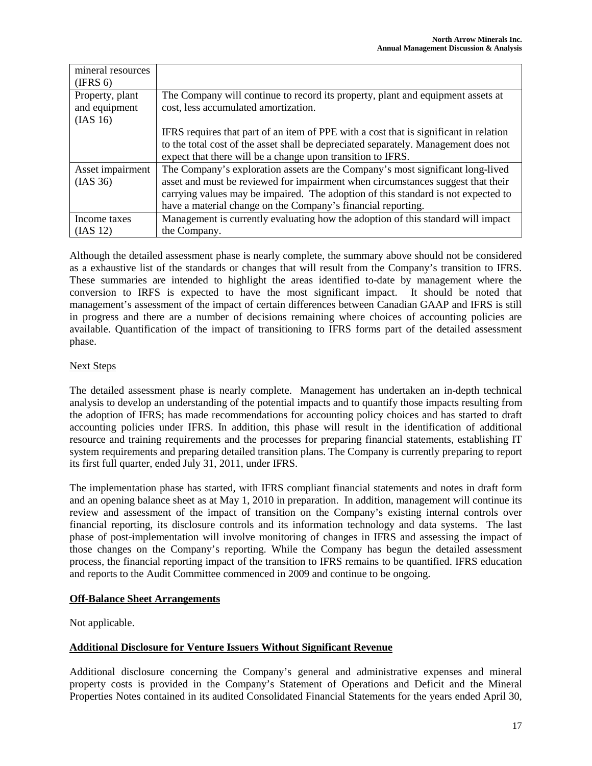| mineral resources (IFRS 6) | |
|---|---|
| Property, plant and equipment (IAS 16) | The Company will continue to record its property, plant and equipment assets at cost, less accumulated amortization.<br><br>IFRS requires that part of an item of PPE with a cost that is significant in relation to the total cost of the asset shall be depreciated separately. Management does not expect that there will be a change upon transition to IFRS. |
| Asset impairment (IAS 36) | The Company's exploration assets are the Company's most significant long-lived asset and must be reviewed for impairment when circumstances suggest that their carrying values may be impaired. The adoption of this standard is not expected to have a material change on the Company's financial reporting. |
| Income taxes (IAS 12) | Management is currently evaluating how the adoption of this standard will impact the Company. |

Although the detailed assessment phase is nearly complete, the summary above should not be considered as a exhaustive list of the standards or changes that will result from the Company's transition to IFRS. These summaries are intended to highlight the areas identified to-date by management where the conversion to IRFS is expected to have the most significant impact. It should be noted that management's assessment of the impact of certain differences between Canadian GAAP and IFRS is still in progress and there are a number of decisions remaining where choices of accounting policies are available. Quantification of the impact of transitioning to IFRS forms part of the detailed assessment phase.

Next Steps

The detailed assessment phase is nearly complete. Management has undertaken an in-depth technical analysis to develop an understanding of the potential impacts and to quantify those impacts resulting from the adoption of IFRS; has made recommendations for accounting policy choices and has started to draft accounting policies under IFRS. In addition, this phase will result in the identification of additional resource and training requirements and the processes for preparing financial statements, establishing IT system requirements and preparing detailed transition plans. The Company is currently preparing to report its first full quarter, ended July 31, 2011, under IFRS.

The implementation phase has started, with IFRS compliant financial statements and notes in draft form and an opening balance sheet as at May 1, 2010 in preparation. In addition, management will continue its review and assessment of the impact of transition on the Company's existing internal controls over financial reporting, its disclosure controls and its information technology and data systems. The last phase of post-implementation will involve monitoring of changes in IFRS and assessing the impact of those changes on the Company's reporting. While the Company has begun the detailed assessment process, the financial reporting impact of the transition to IFRS remains to be quantified. IFRS education and reports to the Audit Committee commenced in 2009 and continue to be ongoing.

## Off-Balance Sheet Arrangements

Not applicable.

## Additional Disclosure for Venture Issuers Without Significant Revenue

Additional disclosure concerning the Company's general and administrative expenses and mineral property costs is provided in the Company's Statement of Operations and Deficit and the Mineral Properties Notes contained in its audited Consolidated Financial Statements for the years ended April 30,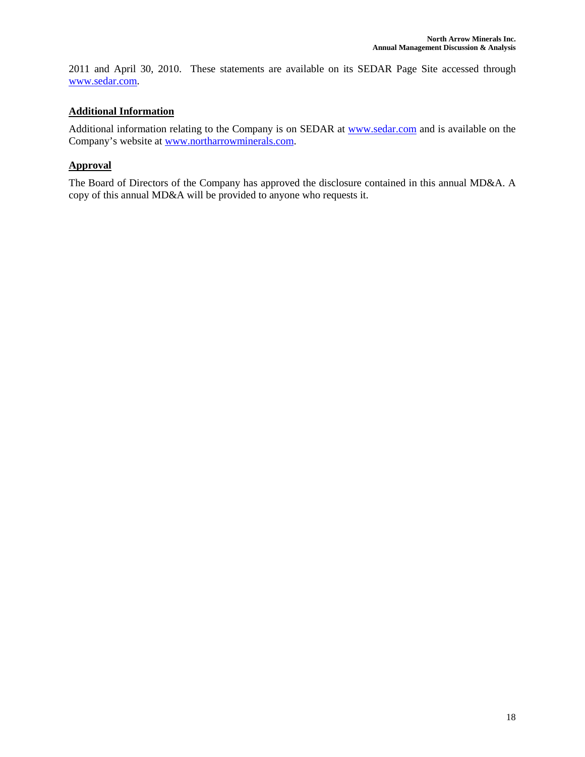2011 and April 30, 2010. These statements are available on its SEDAR Page Site accessed through www.sedar.com.

## Additional Information

Additional information relating to the Company is on SEDAR at www.sedar.com and is available on the Company's website at www.northarrowminerals.com.

## Approval

The Board of Directors of the Company has approved the disclosure contained in this annual MD&A. A copy of this annual MD&A will be provided to anyone who requests it.